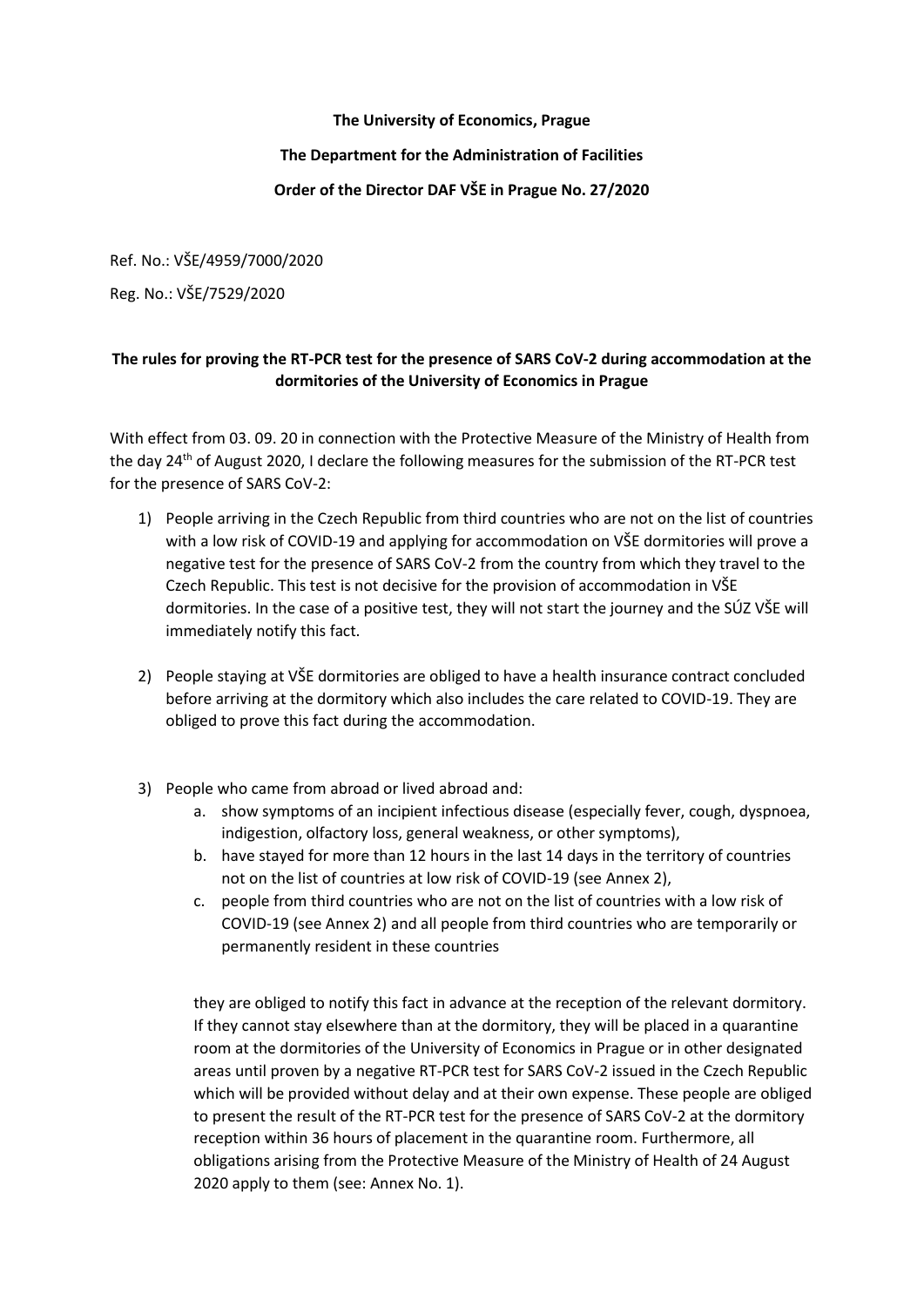**The University of Economics, Prague**

**The Department for the Administration of Facilities**

**Order of the Director DAF VŠE in Prague No. 27/2020**

Ref. No.: VŠE/4959/7000/2020

Reg. No.: VŠE/7529/2020

**The rules for proving the RT-PCR test for the presence of SARS CoV-2 during accommodation at the dormitories of the University of Economics in Prague**

With effect from 03. 09. 20 in connection with the Protective Measure of the Ministry of Health from the day 24th of August 2020, I declare the following measures for the submission of the RT-PCR test for the presence of SARS CoV-2:

1) People arriving in the Czech Republic from third countries who are not on the list of countries with a low risk of COVID-19 and applying for accommodation on VŠE dormitories will prove a negative test for the presence of SARS CoV-2 from the country from which they travel to the Czech Republic. This test is not decisive for the provision of accommodation in VŠE dormitories. In the case of a positive test, they will not start the journey and the SÚZ VŠE will immediately notify this fact.

2) People staying at VŠE dormitories are obliged to have a health insurance contract concluded before arriving at the dormitory which also includes the care related to COVID-19. They are obliged to prove this fact during the accommodation.

3) People who came from abroad or lived abroad and:
   a. show symptoms of an incipient infectious disease (especially fever, cough, dyspnoea, indigestion, olfactory loss, general weakness, or other symptoms),
   b. have stayed for more than 12 hours in the last 14 days in the territory of countries not on the list of countries at low risk of COVID-19 (see Annex 2),
   c. people from third countries who are not on the list of countries with a low risk of COVID-19 (see Annex 2) and all people from third countries who are temporarily or permanently resident in these countries

   they are obliged to notify this fact in advance at the reception of the relevant dormitory. If they cannot stay elsewhere than at the dormitory, they will be placed in a quarantine room at the dormitories of the University of Economics in Prague or in other designated areas until proven by a negative RT-PCR test for SARS CoV-2 issued in the Czech Republic which will be provided without delay and at their own expense. These people are obliged to present the result of the RT-PCR test for the presence of SARS CoV-2 at the dormitory reception within 36 hours of placement in the quarantine room. Furthermore, all obligations arising from the Protective Measure of the Ministry of Health of 24 August 2020 apply to them (see: Annex No. 1).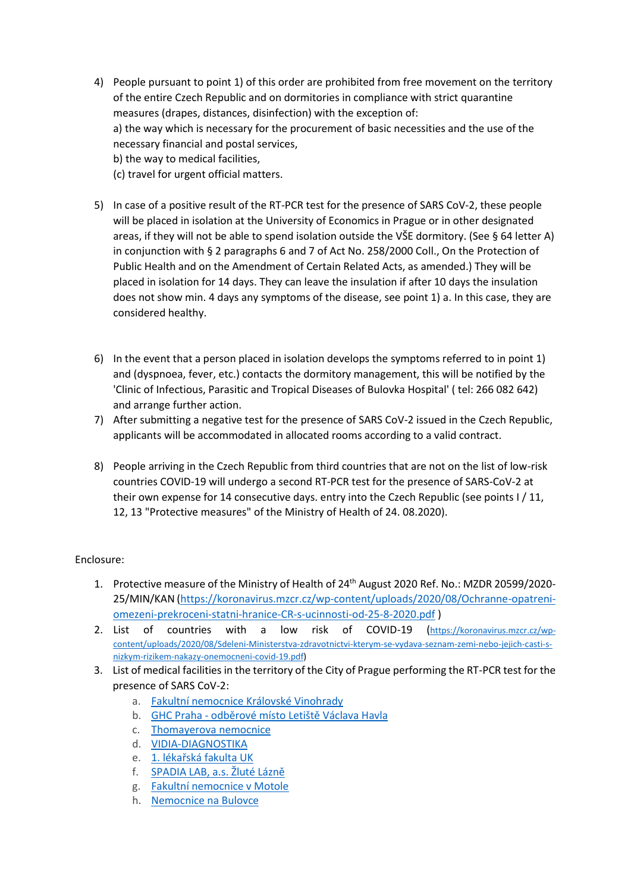4) People pursuant to point 1) of this order are prohibited from free movement on the territory of the entire Czech Republic and on dormitories in compliance with strict quarantine measures (drapes, distances, disinfection) with the exception of:
   a) the way which is necessary for the procurement of basic necessities and the use of the necessary financial and postal services,
   b) the way to medical facilities,
   (c) travel for urgent official matters.

5) In case of a positive result of the RT-PCR test for the presence of SARS CoV-2, these people will be placed in isolation at the University of Economics in Prague or in other designated areas, if they will not be able to spend isolation outside the VŠE dormitory. (See § 64 letter A) in conjunction with § 2 paragraphs 6 and 7 of Act No. 258/2000 Coll., On the Protection of Public Health and on the Amendment of Certain Related Acts, as amended.) They will be placed in isolation for 14 days. They can leave the insulation if after 10 days the insulation does not show min. 4 days any symptoms of the disease, see point 1) a. In this case, they are considered healthy.

6) In the event that a person placed in isolation develops the symptoms referred to in point 1) and (dyspnoea, fever, etc.) contacts the dormitory management, this will be notified by the 'Clinic of Infectious, Parasitic and Tropical Diseases of Bulovka Hospital' ( tel: 266 082 642) and arrange further action.

7) After submitting a negative test for the presence of SARS CoV-2 issued in the Czech Republic, applicants will be accommodated in allocated rooms according to a valid contract.

8) People arriving in the Czech Republic from third countries that are not on the list of low-risk countries COVID-19 will undergo a second RT-PCR test for the presence of SARS-CoV-2 at their own expense for 14 consecutive days. entry into the Czech Republic (see points I / 11, 12, 13 "Protective measures" of the Ministry of Health of 24. 08.2020).

Enclosure:

1. Protective measure of the Ministry of Health of 24th August 2020 Ref. No.: MZDR 20599/2020-25/MIN/KAN (https://koronavirus.mzcr.cz/wp-content/uploads/2020/08/Ochranne-opatreni-omezeni-prekroceni-statni-hranice-CR-s-ucinnosti-od-25-8-2020.pdf )
2. List of countries with a low risk of COVID-19 (https://koronavirus.mzcr.cz/wp-content/uploads/2020/08/Sdeleni-Ministerstva-zdravotnictvi-kterym-se-vydava-seznam-zemi-nebo-jejich-casti-s-nizkym-rizikem-nakazy-onemocneni-covid-19.pdf)
3. List of medical facilities in the territory of the City of Prague performing the RT-PCR test for the presence of SARS CoV-2:
   a. Fakultní nemocnice Královské Vinohrady
   b. GHC Praha - odběrové místo Letiště Václava Havla
   c. Thomayerova nemocnice
   d. VIDIA-DIAGNOSTIKA
   e. 1. lékařská fakulta UK
   f. SPADIA LAB, a.s. Žluté Lázně
   g. Fakultní nemocnice v Motole
   h. Nemocnice na Bulovce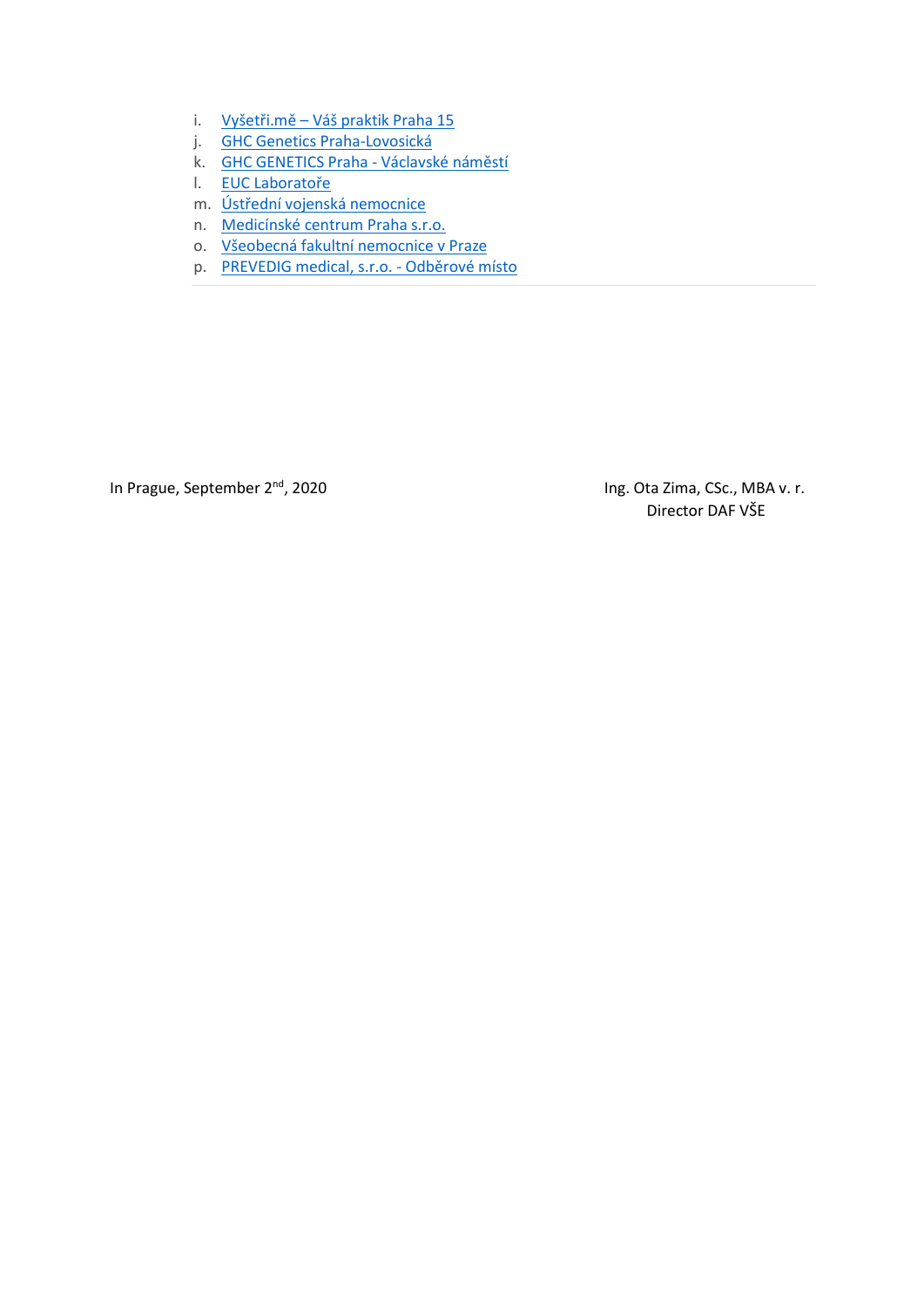i. Vyšetři.mě – Váš praktik Praha 15
j. GHC Genetics Praha-Lovosická
k. GHC GENETICS Praha - Václavské náměstí
l. EUC Laboratoře
m. Ústřední vojenská nemocnice
n. Medicínské centrum Praha s.r.o.
o. Všeobecná fakultní nemocnice v Praze
p. PREVEDIG medical, s.r.o. - Odběrové místo

---

In Prague, September 2nd, 2020

Ing. Ota Zima, CSc., MBA v. r.
Director DAF VŠE